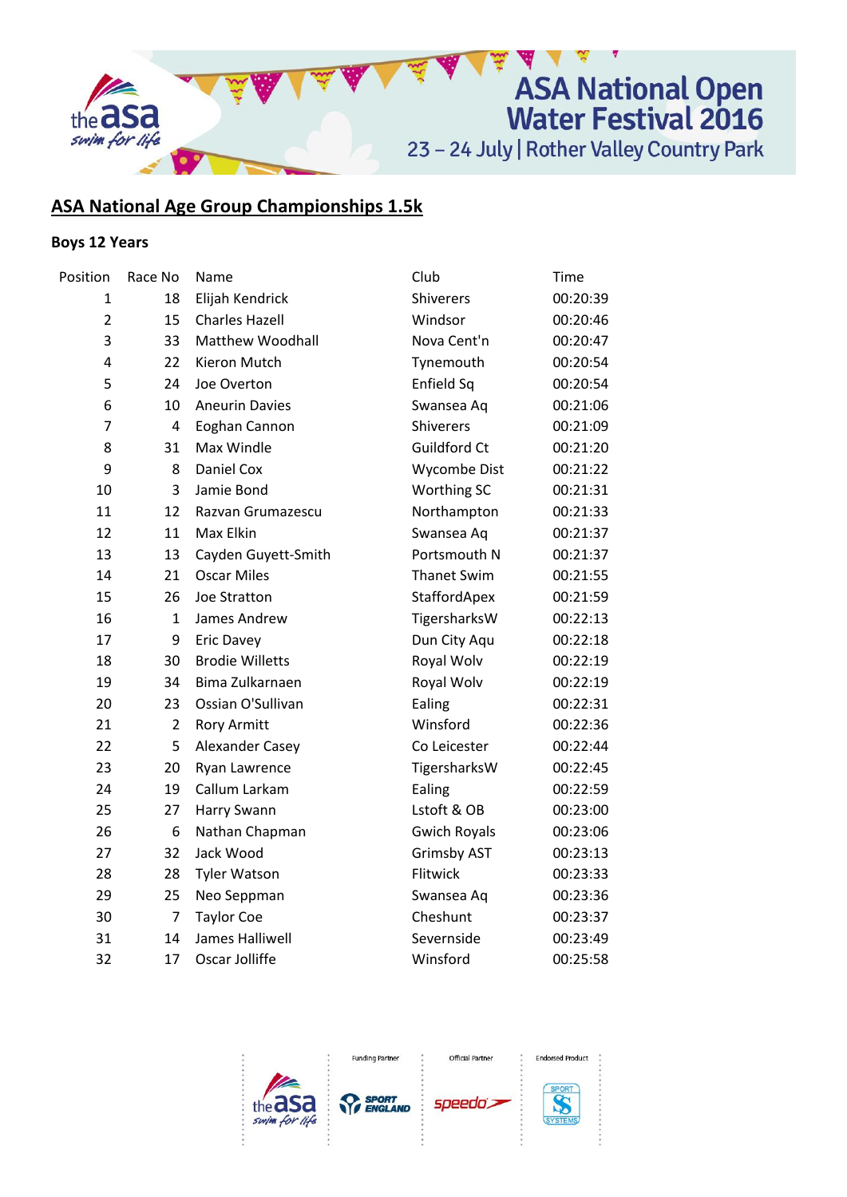# ASA National Open Water Festival 2016

23 – 24 July | Rother Valley Country Park

## ASA National Age Group Championships 1.5k

### Boys 12 Years

| Position | Race No | Name | Club | Time |
|---|---|---|---|---|
| 1 | 18 | Elijah Kendrick | Shiverers | 00:20:39 |
| 2 | 15 | Charles Hazell | Windsor | 00:20:46 |
| 3 | 33 | Matthew Woodhall | Nova Cent'n | 00:20:47 |
| 4 | 22 | Kieron Mutch | Tynemouth | 00:20:54 |
| 5 | 24 | Joe Overton | Enfield Sq | 00:20:54 |
| 6 | 10 | Aneurin Davies | Swansea Aq | 00:21:06 |
| 7 | 4 | Eoghan Cannon | Shiverers | 00:21:09 |
| 8 | 31 | Max Windle | Guildford Ct | 00:21:20 |
| 9 | 8 | Daniel Cox | Wycombe Dist | 00:21:22 |
| 10 | 3 | Jamie Bond | Worthing SC | 00:21:31 |
| 11 | 12 | Razvan Grumazescu | Northampton | 00:21:33 |
| 12 | 11 | Max Elkin | Swansea Aq | 00:21:37 |
| 13 | 13 | Cayden Guyett-Smith | Portsmouth N | 00:21:37 |
| 14 | 21 | Oscar Miles | Thanet Swim | 00:21:55 |
| 15 | 26 | Joe Stratton | StaffordApex | 00:21:59 |
| 16 | 1 | James Andrew | TigersharksW | 00:22:13 |
| 17 | 9 | Eric Davey | Dun City Aqu | 00:22:18 |
| 18 | 30 | Brodie Willetts | Royal Wolv | 00:22:19 |
| 19 | 34 | Bima Zulkarnaen | Royal Wolv | 00:22:19 |
| 20 | 23 | Ossian O'Sullivan | Ealing | 00:22:31 |
| 21 | 2 | Rory Armitt | Winsford | 00:22:36 |
| 22 | 5 | Alexander Casey | Co Leicester | 00:22:44 |
| 23 | 20 | Ryan Lawrence | TigersharksW | 00:22:45 |
| 24 | 19 | Callum Larkam | Ealing | 00:22:59 |
| 25 | 27 | Harry Swann | Lstoft & OB | 00:23:00 |
| 26 | 6 | Nathan Chapman | Gwich Royals | 00:23:06 |
| 27 | 32 | Jack Wood | Grimsby AST | 00:23:13 |
| 28 | 28 | Tyler Watson | Flitwick | 00:23:33 |
| 29 | 25 | Neo Seppman | Swansea Aq | 00:23:36 |
| 30 | 7 | Taylor Coe | Cheshunt | 00:23:37 |
| 31 | 14 | James Halliwell | Severnside | 00:23:49 |
| 32 | 17 | Oscar Jolliffe | Winsford | 00:25:58 |

Funding Partner | Official Partner | Endorsed Product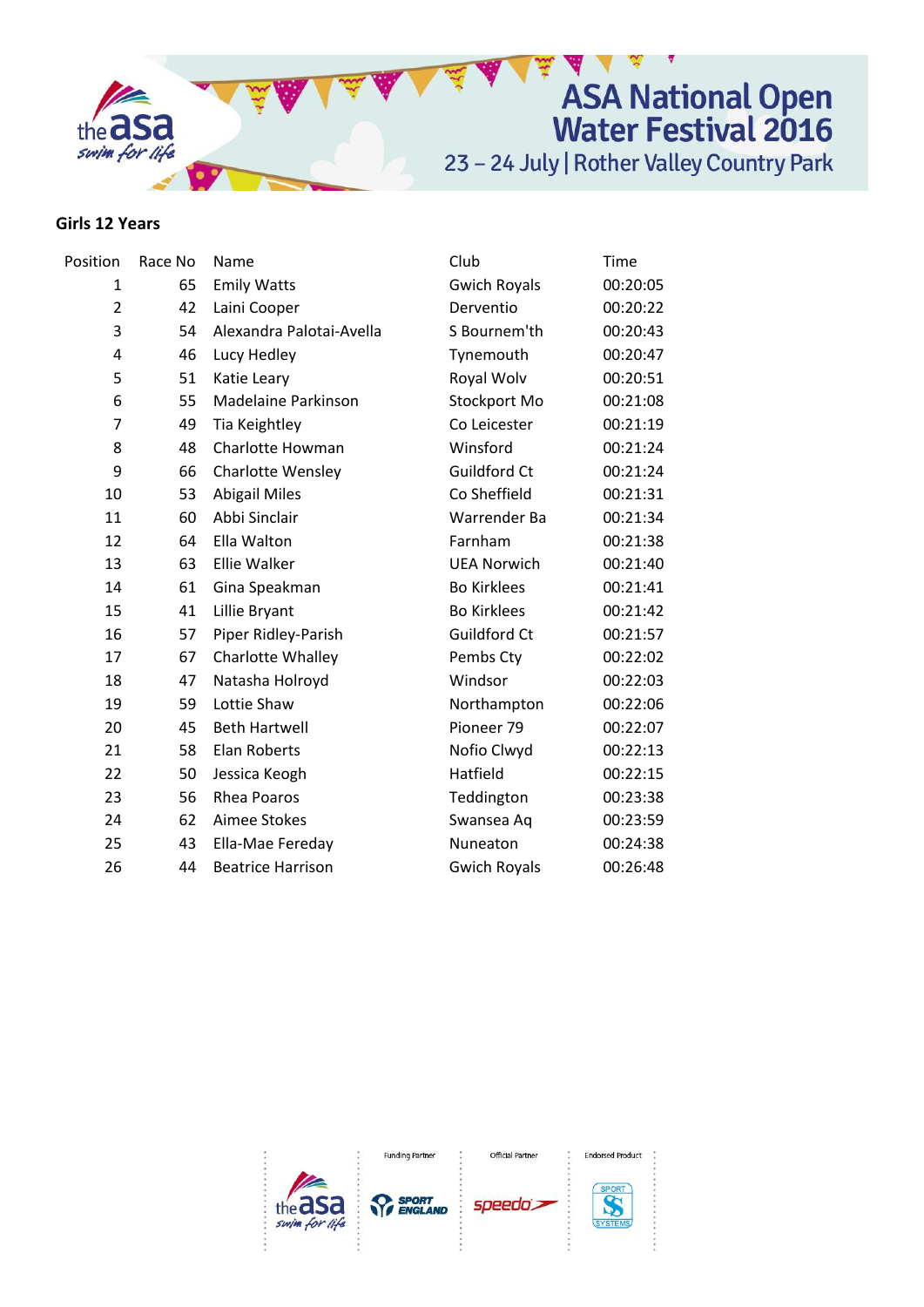## Girls 12 Years

| Position | Race No | Name | Club | Time |
|---|---|---|---|---|
| 1 | 65 | Emily Watts | Gwich Royals | 00:20:05 |
| 2 | 42 | Laini Cooper | Derventio | 00:20:22 |
| 3 | 54 | Alexandra Palotai-Avella | S Bournem'th | 00:20:43 |
| 4 | 46 | Lucy Hedley | Tynemouth | 00:20:47 |
| 5 | 51 | Katie Leary | Royal Wolv | 00:20:51 |
| 6 | 55 | Madelaine Parkinson | Stockport Mo | 00:21:08 |
| 7 | 49 | Tia Keightley | Co Leicester | 00:21:19 |
| 8 | 48 | Charlotte Howman | Winsford | 00:21:24 |
| 9 | 66 | Charlotte Wensley | Guildford Ct | 00:21:24 |
| 10 | 53 | Abigail Miles | Co Sheffield | 00:21:31 |
| 11 | 60 | Abbi Sinclair | Warrender Ba | 00:21:34 |
| 12 | 64 | Ella Walton | Farnham | 00:21:38 |
| 13 | 63 | Ellie Walker | UEA Norwich | 00:21:40 |
| 14 | 61 | Gina Speakman | Bo Kirklees | 00:21:41 |
| 15 | 41 | Lillie Bryant | Bo Kirklees | 00:21:42 |
| 16 | 57 | Piper Ridley-Parish | Guildford Ct | 00:21:57 |
| 17 | 67 | Charlotte Whalley | Pembs Cty | 00:22:02 |
| 18 | 47 | Natasha Holroyd | Windsor | 00:22:03 |
| 19 | 59 | Lottie Shaw | Northampton | 00:22:06 |
| 20 | 45 | Beth Hartwell | Pioneer 79 | 00:22:07 |
| 21 | 58 | Elan Roberts | Nofio Clwyd | 00:22:13 |
| 22 | 50 | Jessica Keogh | Hatfield | 00:22:15 |
| 23 | 56 | Rhea Poaros | Teddington | 00:23:38 |
| 24 | 62 | Aimee Stokes | Swansea Aq | 00:23:59 |
| 25 | 43 | Ella-Mae Fereday | Nuneaton | 00:24:38 |
| 26 | 44 | Beatrice Harrison | Gwich Royals | 00:26:48 |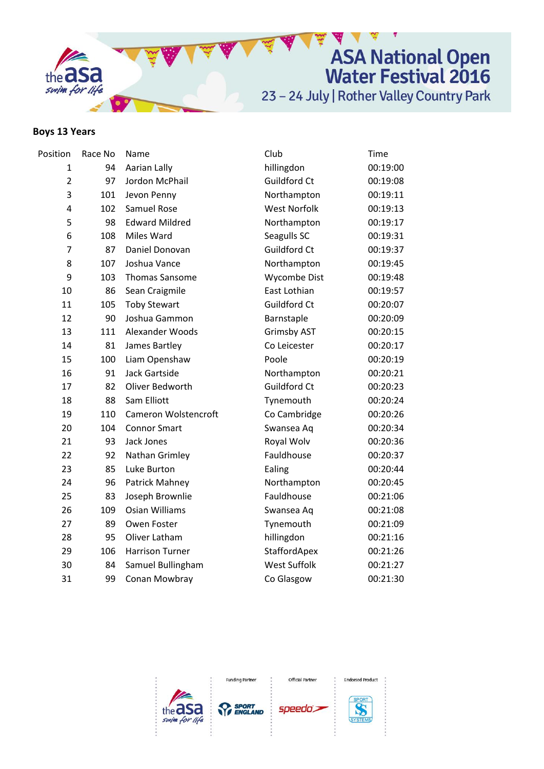## Boys 13 Years

| Position | Race No | Name | Club | Time |
|---|---|---|---|---|
| 1 | 94 | Aarian Lally | hillingdon | 00:19:00 |
| 2 | 97 | Jordon McPhail | Guildford Ct | 00:19:08 |
| 3 | 101 | Jevon Penny | Northampton | 00:19:11 |
| 4 | 102 | Samuel Rose | West Norfolk | 00:19:13 |
| 5 | 98 | Edward Mildred | Northampton | 00:19:17 |
| 6 | 108 | Miles Ward | Seagulls SC | 00:19:31 |
| 7 | 87 | Daniel Donovan | Guildford Ct | 00:19:37 |
| 8 | 107 | Joshua Vance | Northampton | 00:19:45 |
| 9 | 103 | Thomas Sansome | Wycombe Dist | 00:19:48 |
| 10 | 86 | Sean Craigmile | East Lothian | 00:19:57 |
| 11 | 105 | Toby Stewart | Guildford Ct | 00:20:07 |
| 12 | 90 | Joshua Gammon | Barnstaple | 00:20:09 |
| 13 | 111 | Alexander Woods | Grimsby AST | 00:20:15 |
| 14 | 81 | James Bartley | Co Leicester | 00:20:17 |
| 15 | 100 | Liam Openshaw | Poole | 00:20:19 |
| 16 | 91 | Jack Gartside | Northampton | 00:20:21 |
| 17 | 82 | Oliver Bedworth | Guildford Ct | 00:20:23 |
| 18 | 88 | Sam Elliott | Tynemouth | 00:20:24 |
| 19 | 110 | Cameron Wolstencroft | Co Cambridge | 00:20:26 |
| 20 | 104 | Connor Smart | Swansea Aq | 00:20:34 |
| 21 | 93 | Jack Jones | Royal Wolv | 00:20:36 |
| 22 | 92 | Nathan Grimley | Fauldhouse | 00:20:37 |
| 23 | 85 | Luke Burton | Ealing | 00:20:44 |
| 24 | 96 | Patrick Mahney | Northampton | 00:20:45 |
| 25 | 83 | Joseph Brownlie | Fauldhouse | 00:21:06 |
| 26 | 109 | Osian Williams | Swansea Aq | 00:21:08 |
| 27 | 89 | Owen Foster | Tynemouth | 00:21:09 |
| 28 | 95 | Oliver Latham | hillingdon | 00:21:16 |
| 29 | 106 | Harrison Turner | StaffordApex | 00:21:26 |
| 30 | 84 | Samuel Bullingham | West Suffolk | 00:21:27 |
| 31 | 99 | Conan Mowbray | Co Glasgow | 00:21:30 |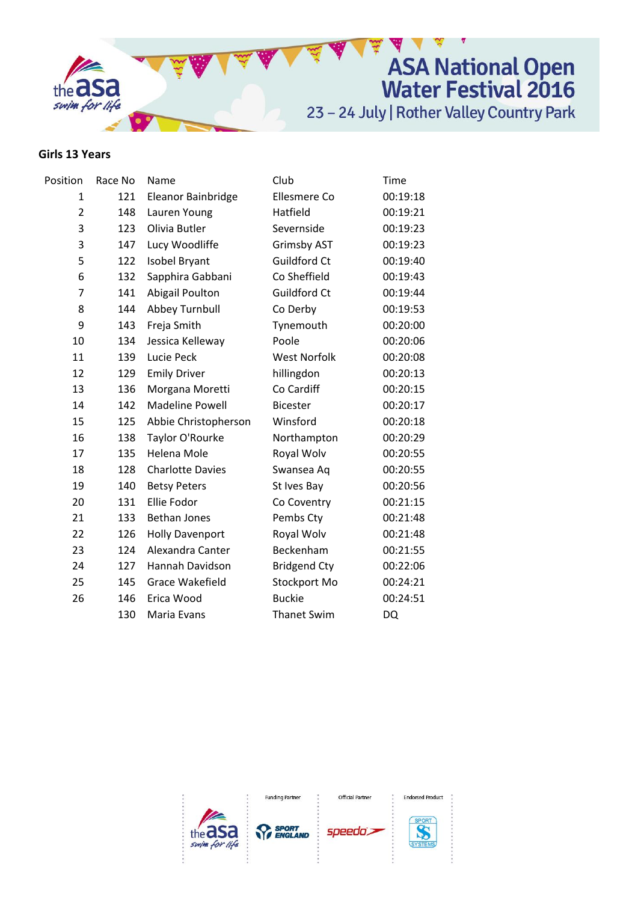# ASA National Open Water Festival 2016

23 – 24 July | Rother Valley Country Park

## Girls 13 Years

| Position | Race No | Name | Club | Time |
|---|---|---|---|---|
| 1 | 121 | Eleanor Bainbridge | Ellesmere Co | 00:19:18 |
| 2 | 148 | Lauren Young | Hatfield | 00:19:21 |
| 3 | 123 | Olivia Butler | Severnside | 00:19:23 |
| 3 | 147 | Lucy Woodliffe | Grimsby AST | 00:19:23 |
| 5 | 122 | Isobel Bryant | Guildford Ct | 00:19:40 |
| 6 | 132 | Sapphira Gabbani | Co Sheffield | 00:19:43 |
| 7 | 141 | Abigail Poulton | Guildford Ct | 00:19:44 |
| 8 | 144 | Abbey Turnbull | Co Derby | 00:19:53 |
| 9 | 143 | Freja Smith | Tynemouth | 00:20:00 |
| 10 | 134 | Jessica Kelleway | Poole | 00:20:06 |
| 11 | 139 | Lucie Peck | West Norfolk | 00:20:08 |
| 12 | 129 | Emily Driver | hillingdon | 00:20:13 |
| 13 | 136 | Morgana Moretti | Co Cardiff | 00:20:15 |
| 14 | 142 | Madeline Powell | Bicester | 00:20:17 |
| 15 | 125 | Abbie Christopherson | Winsford | 00:20:18 |
| 16 | 138 | Taylor O'Rourke | Northampton | 00:20:29 |
| 17 | 135 | Helena Mole | Royal Wolv | 00:20:55 |
| 18 | 128 | Charlotte Davies | Swansea Aq | 00:20:55 |
| 19 | 140 | Betsy Peters | St Ives Bay | 00:20:56 |
| 20 | 131 | Ellie Fodor | Co Coventry | 00:21:15 |
| 21 | 133 | Bethan Jones | Pembs Cty | 00:21:48 |
| 22 | 126 | Holly Davenport | Royal Wolv | 00:21:48 |
| 23 | 124 | Alexandra Canter | Beckenham | 00:21:55 |
| 24 | 127 | Hannah Davidson | Bridgend Cty | 00:22:06 |
| 25 | 145 | Grace Wakefield | Stockport Mo | 00:24:21 |
| 26 | 146 | Erica Wood | Buckie | 00:24:51 |
| | 130 | Maria Evans | Thanet Swim | DQ |

Funding Partner | Official Partner | Endorsed Product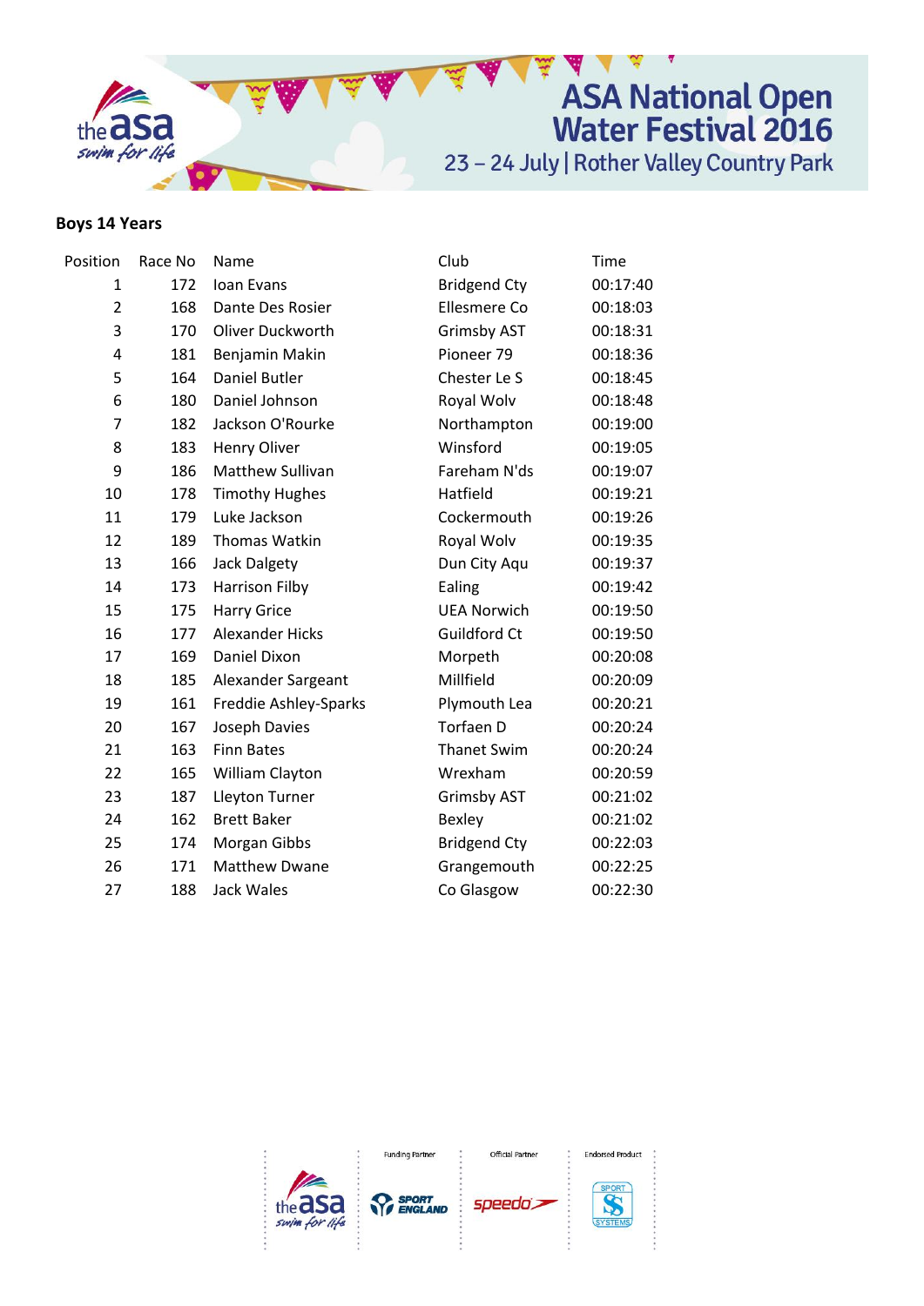## Boys 14 Years

| Position | Race No | Name | Club | Time |
|---|---|---|---|---|
| 1 | 172 | Ioan Evans | Bridgend Cty | 00:17:40 |
| 2 | 168 | Dante Des Rosier | Ellesmere Co | 00:18:03 |
| 3 | 170 | Oliver Duckworth | Grimsby AST | 00:18:31 |
| 4 | 181 | Benjamin Makin | Pioneer 79 | 00:18:36 |
| 5 | 164 | Daniel Butler | Chester Le S | 00:18:45 |
| 6 | 180 | Daniel Johnson | Royal Wolv | 00:18:48 |
| 7 | 182 | Jackson O'Rourke | Northampton | 00:19:00 |
| 8 | 183 | Henry Oliver | Winsford | 00:19:05 |
| 9 | 186 | Matthew Sullivan | Fareham N'ds | 00:19:07 |
| 10 | 178 | Timothy Hughes | Hatfield | 00:19:21 |
| 11 | 179 | Luke Jackson | Cockermouth | 00:19:26 |
| 12 | 189 | Thomas Watkin | Royal Wolv | 00:19:35 |
| 13 | 166 | Jack Dalgety | Dun City Aqu | 00:19:37 |
| 14 | 173 | Harrison Filby | Ealing | 00:19:42 |
| 15 | 175 | Harry Grice | UEA Norwich | 00:19:50 |
| 16 | 177 | Alexander Hicks | Guildford Ct | 00:19:50 |
| 17 | 169 | Daniel Dixon | Morpeth | 00:20:08 |
| 18 | 185 | Alexander Sargeant | Millfield | 00:20:09 |
| 19 | 161 | Freddie Ashley-Sparks | Plymouth Lea | 00:20:21 |
| 20 | 167 | Joseph Davies | Torfaen D | 00:20:24 |
| 21 | 163 | Finn Bates | Thanet Swim | 00:20:24 |
| 22 | 165 | William Clayton | Wrexham | 00:20:59 |
| 23 | 187 | Lleyton Turner | Grimsby AST | 00:21:02 |
| 24 | 162 | Brett Baker | Bexley | 00:21:02 |
| 25 | 174 | Morgan Gibbs | Bridgend Cty | 00:22:03 |
| 26 | 171 | Matthew Dwane | Grangemouth | 00:22:25 |
| 27 | 188 | Jack Wales | Co Glasgow | 00:22:30 |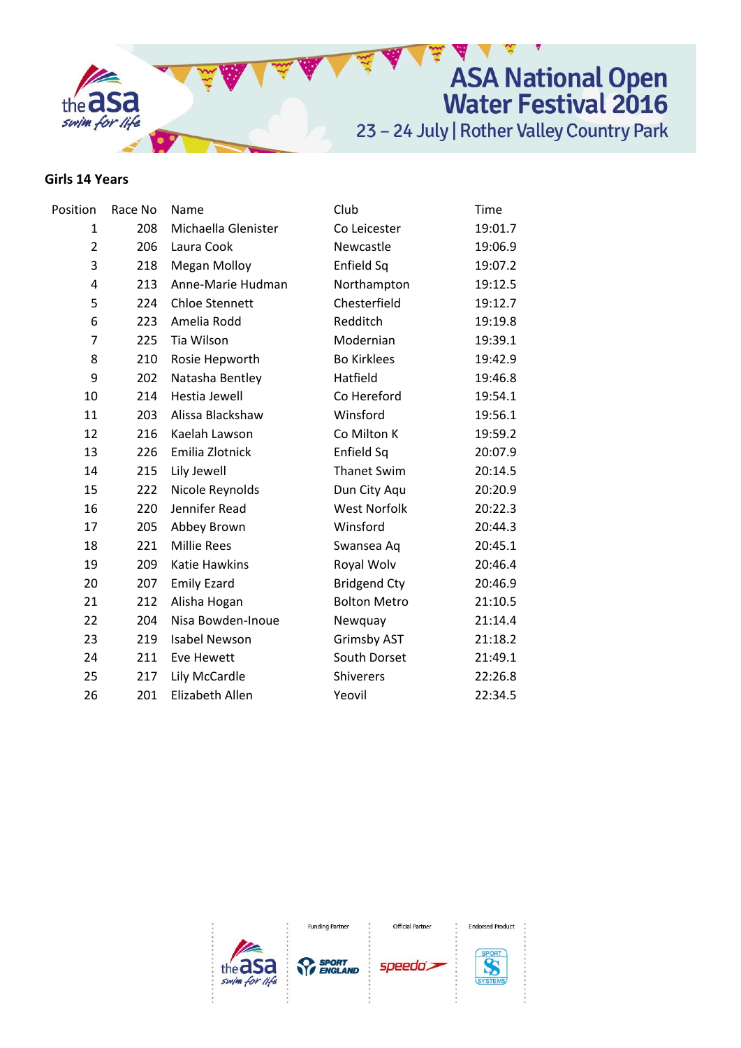# ASA National Open Water Festival 2016

23 – 24 July | Rother Valley Country Park

## Girls 14 Years

| Position | Race No | Name | Club | Time |
|---|---|---|---|---|
| 1 | 208 | Michaella Glenister | Co Leicester | 19:01.7 |
| 2 | 206 | Laura Cook | Newcastle | 19:06.9 |
| 3 | 218 | Megan Molloy | Enfield Sq | 19:07.2 |
| 4 | 213 | Anne-Marie Hudman | Northampton | 19:12.5 |
| 5 | 224 | Chloe Stennett | Chesterfield | 19:12.7 |
| 6 | 223 | Amelia Rodd | Redditch | 19:19.8 |
| 7 | 225 | Tia Wilson | Modernian | 19:39.1 |
| 8 | 210 | Rosie Hepworth | Bo Kirklees | 19:42.9 |
| 9 | 202 | Natasha Bentley | Hatfield | 19:46.8 |
| 10 | 214 | Hestia Jewell | Co Hereford | 19:54.1 |
| 11 | 203 | Alissa Blackshaw | Winsford | 19:56.1 |
| 12 | 216 | Kaelah Lawson | Co Milton K | 19:59.2 |
| 13 | 226 | Emilia Zlotnick | Enfield Sq | 20:07.9 |
| 14 | 215 | Lily Jewell | Thanet Swim | 20:14.5 |
| 15 | 222 | Nicole Reynolds | Dun City Aqu | 20:20.9 |
| 16 | 220 | Jennifer Read | West Norfolk | 20:22.3 |
| 17 | 205 | Abbey Brown | Winsford | 20:44.3 |
| 18 | 221 | Millie Rees | Swansea Aq | 20:45.1 |
| 19 | 209 | Katie Hawkins | Royal Wolv | 20:46.4 |
| 20 | 207 | Emily Ezard | Bridgend Cty | 20:46.9 |
| 21 | 212 | Alisha Hogan | Bolton Metro | 21:10.5 |
| 22 | 204 | Nisa Bowden-Inoue | Newquay | 21:14.4 |
| 23 | 219 | Isabel Newson | Grimsby AST | 21:18.2 |
| 24 | 211 | Eve Hewett | South Dorset | 21:49.1 |
| 25 | 217 | Lily McCardle | Shiverers | 22:26.8 |
| 26 | 201 | Elizabeth Allen | Yeovil | 22:34.5 |

Funding Partner | Official Partner | Endorsed Product